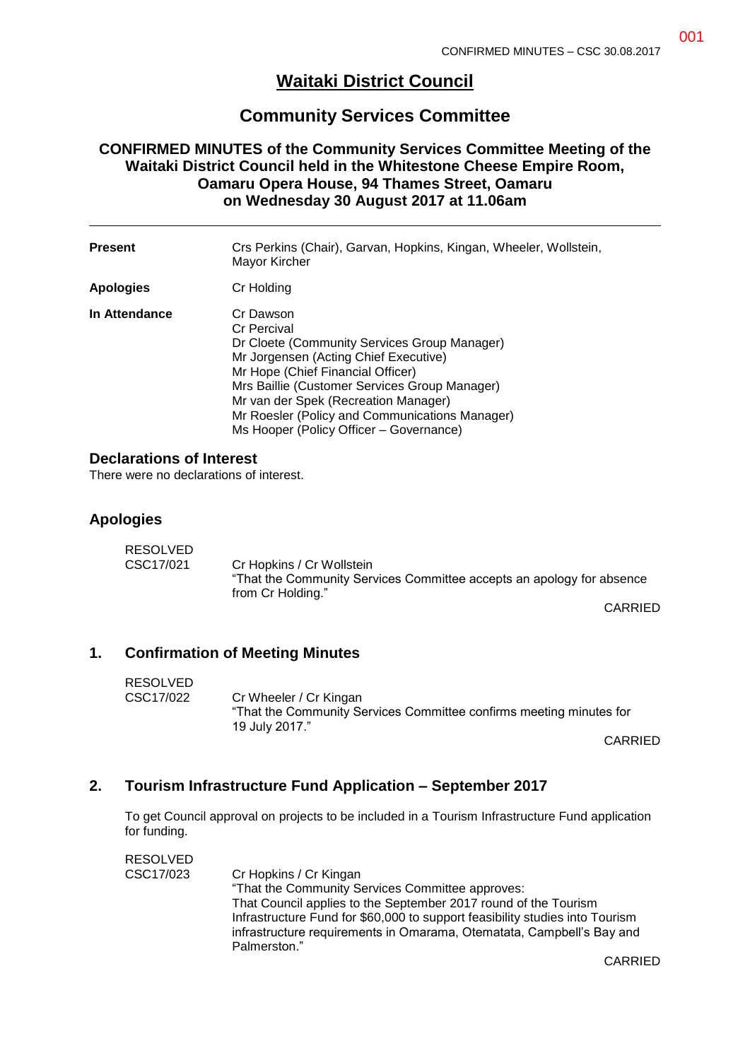# Waitaki District Council

## Community Services Committee

### CONFIRMED MINUTES of the Community Services Committee Meeting of the Waitaki District Council held in the Whitestone Cheese Empire Room, Oamaru Opera House, 94 Thames Street, Oamaru on Wednesday 30 August 2017 at 11.06am

---

| | |
|---|---|
| **Present** | Crs Perkins (Chair), Garvan, Hopkins, Kingan, Wheeler, Wollstein, Mayor Kircher |
| **Apologies** | Cr Holding |
| **In Attendance** | Cr Dawson<br>Cr Percival<br>Dr Cloete (Community Services Group Manager)<br>Mr Jorgensen (Acting Chief Executive)<br>Mr Hope (Chief Financial Officer)<br>Mrs Baillie (Customer Services Group Manager)<br>Mr van der Spek (Recreation Manager)<br>Mr Roesler (Policy and Communications Manager)<br>Ms Hooper (Policy Officer – Governance) |

## Declarations of Interest

There were no declarations of interest.

## Apologies

RESOLVED
CSC17/021

Cr Hopkins / Cr Wollstein
"That the Community Services Committee accepts an apology for absence from Cr Holding."

CARRIED

## 1. Confirmation of Meeting Minutes

RESOLVED
CSC17/022

Cr Wheeler / Cr Kingan
"That the Community Services Committee confirms meeting minutes for 19 July 2017."

CARRIED

## 2. Tourism Infrastructure Fund Application – September 2017

To get Council approval on projects to be included in a Tourism Infrastructure Fund application for funding.

RESOLVED
CSC17/023

Cr Hopkins / Cr Kingan
"That the Community Services Committee approves:
That Council applies to the September 2017 round of the Tourism Infrastructure Fund for $60,000 to support feasibility studies into Tourism infrastructure requirements in Omarama, Otematata, Campbell's Bay and Palmerston."

CARRIED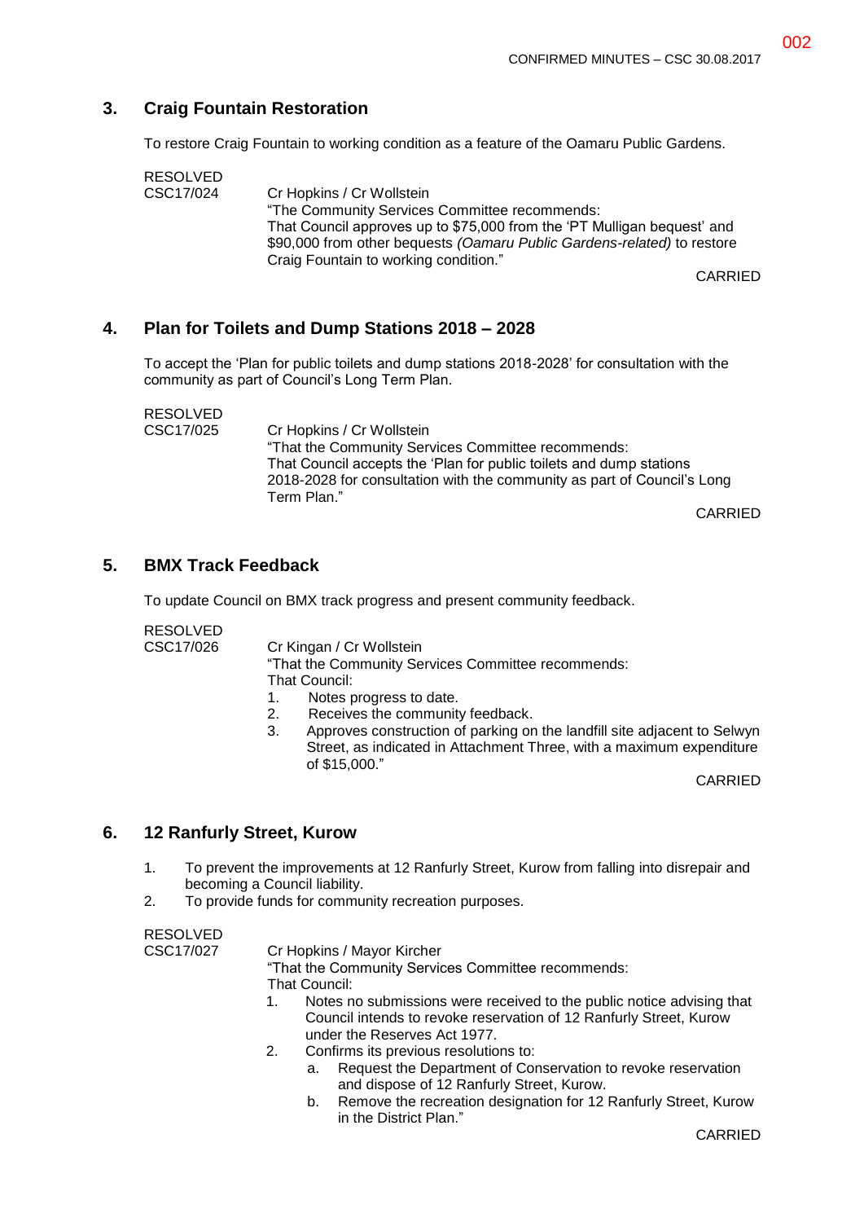## 3. Craig Fountain Restoration

To restore Craig Fountain to working condition as a feature of the Oamaru Public Gardens.

RESOLVED
CSC17/024

Cr Hopkins / Cr Wollstein
"The Community Services Committee recommends:
That Council approves up to $75,000 from the 'PT Mulligan bequest' and $90,000 from other bequests *(Oamaru Public Gardens-related)* to restore Craig Fountain to working condition."

CARRIED

## 4. Plan for Toilets and Dump Stations 2018 – 2028

To accept the 'Plan for public toilets and dump stations 2018-2028' for consultation with the community as part of Council's Long Term Plan.

RESOLVED
CSC17/025

Cr Hopkins / Cr Wollstein
"That the Community Services Committee recommends:
That Council accepts the 'Plan for public toilets and dump stations 2018-2028 for consultation with the community as part of Council's Long Term Plan."

CARRIED

## 5. BMX Track Feedback

To update Council on BMX track progress and present community feedback.

RESOLVED
CSC17/026

Cr Kingan / Cr Wollstein
"That the Community Services Committee recommends:
That Council:

1. Notes progress to date.
2. Receives the community feedback.
3. Approves construction of parking on the landfill site adjacent to Selwyn Street, as indicated in Attachment Three, with a maximum expenditure of $15,000."

CARRIED

## 6. 12 Ranfurly Street, Kurow

1. To prevent the improvements at 12 Ranfurly Street, Kurow from falling into disrepair and becoming a Council liability.
2. To provide funds for community recreation purposes.

RESOLVED
CSC17/027

Cr Hopkins / Mayor Kircher
"That the Community Services Committee recommends:
That Council:

1. Notes no submissions were received to the public notice advising that Council intends to revoke reservation of 12 Ranfurly Street, Kurow under the Reserves Act 1977.
2. Confirms its previous resolutions to:
   a. Request the Department of Conservation to revoke reservation and dispose of 12 Ranfurly Street, Kurow.
   b. Remove the recreation designation for 12 Ranfurly Street, Kurow in the District Plan."

CARRIED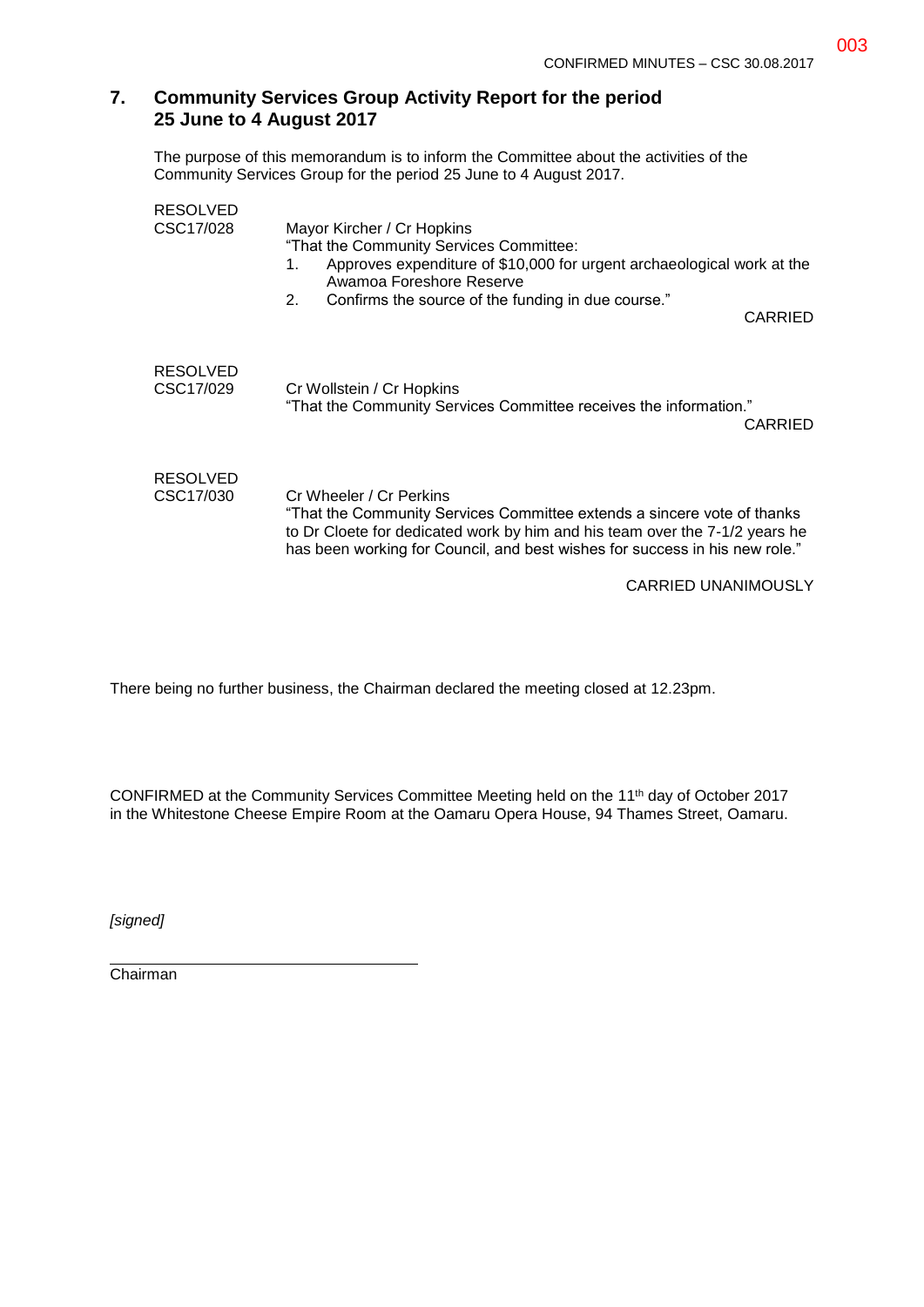## 7. Community Services Group Activity Report for the period 25 June to 4 August 2017

The purpose of this memorandum is to inform the Committee about the activities of the Community Services Group for the period 25 June to 4 August 2017.

RESOLVED
CSC17/028

Mayor Kircher / Cr Hopkins
"That the Community Services Committee:

1. Approves expenditure of $10,000 for urgent archaeological work at the Awamoa Foreshore Reserve
2. Confirms the source of the funding in due course."

CARRIED

RESOLVED
CSC17/029

Cr Wollstein / Cr Hopkins
"That the Community Services Committee receives the information."

CARRIED

RESOLVED
CSC17/030

Cr Wheeler / Cr Perkins
"That the Community Services Committee extends a sincere vote of thanks to Dr Cloete for dedicated work by him and his team over the 7-1/2 years he has been working for Council, and best wishes for success in his new role."

CARRIED UNANIMOUSLY

There being no further business, the Chairman declared the meeting closed at 12.23pm.

CONFIRMED at the Community Services Committee Meeting held on the 11th day of October 2017 in the Whitestone Cheese Empire Room at the Oamaru Opera House, 94 Thames Street, Oamaru.

*[signed]*

Chairman